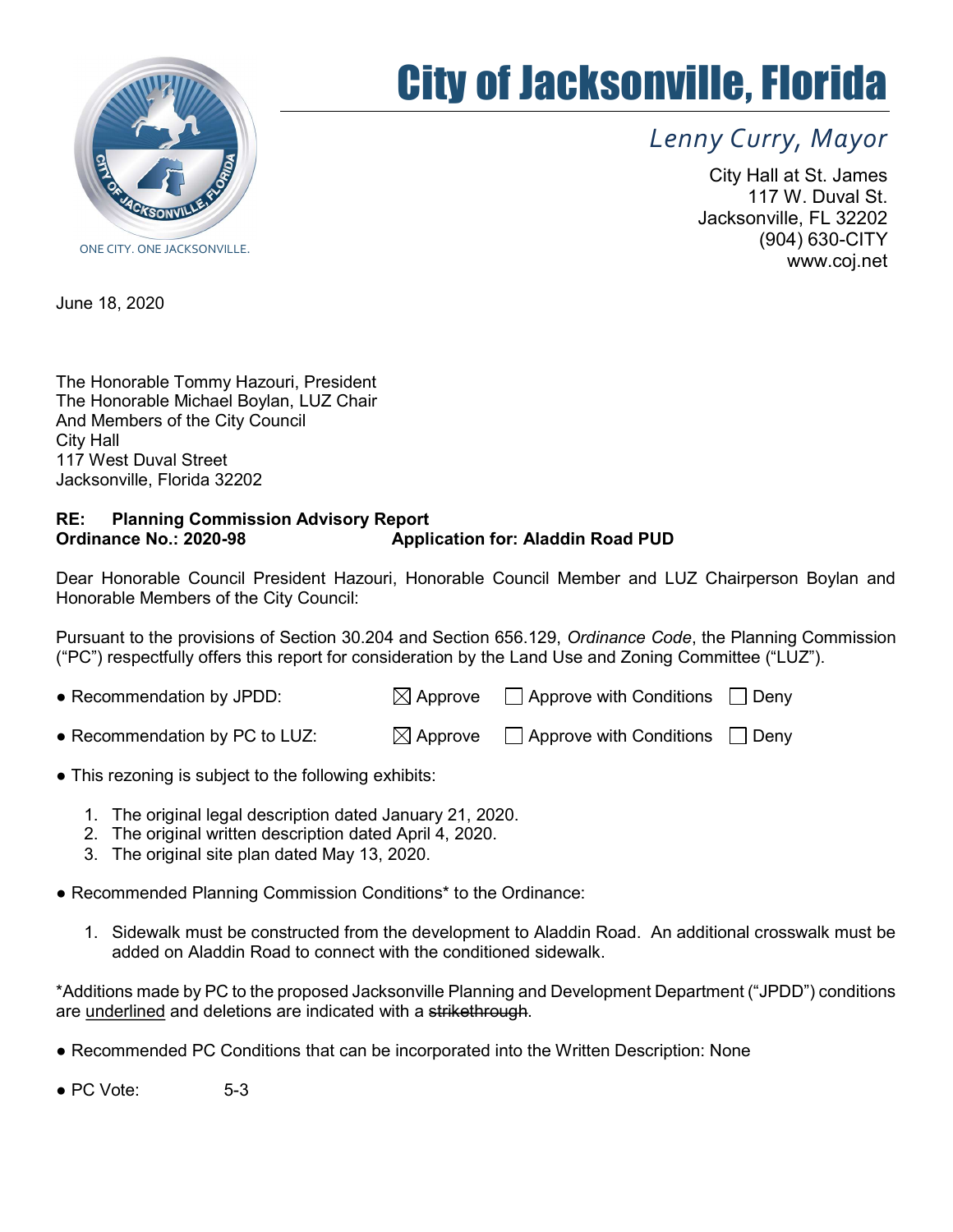ONE CITY. ONE JACKSONVILLE.

# City of Jacksonville, Florida

*Lenny Curry, Mayor*

City Hall at St. James
117 W. Duval St.
Jacksonville, FL 32202
(904) 630-CITY
www.coj.net

June 18, 2020

The Honorable Tommy Hazouri, President
The Honorable Michael Boylan, LUZ Chair
And Members of the City Council
City Hall
117 West Duval Street
Jacksonville, Florida 32202

**RE: Planning Commission Advisory Report**
**Ordinance No.: 2020-98 Application for: Aladdin Road PUD**

Dear Honorable Council President Hazouri, Honorable Council Member and LUZ Chairperson Boylan and Honorable Members of the City Council:

Pursuant to the provisions of Section 30.204 and Section 656.129, *Ordinance Code*, the Planning Commission ("PC") respectfully offers this report for consideration by the Land Use and Zoning Committee ("LUZ").

- Recommendation by JPDD: ☒ Approve ☐ Approve with Conditions ☐ Deny
- Recommendation by PC to LUZ: ☒ Approve ☐ Approve with Conditions ☐ Deny
- This rezoning is subject to the following exhibits:
    1. The original legal description dated January 21, 2020.
    2. The original written description dated April 4, 2020.
    3. The original site plan dated May 13, 2020.
- Recommended Planning Commission Conditions* to the Ordinance:
    1. Sidewalk must be constructed from the development to Aladdin Road. An additional crosswalk must be added on Aladdin Road to connect with the conditioned sidewalk.

*Additions made by PC to the proposed Jacksonville Planning and Development Department ("JPDD") conditions are <u>underlined</u> and deletions are indicated with a ~~strikethrough~~.

- Recommended PC Conditions that can be incorporated into the Written Description: None
- PC Vote: 5-3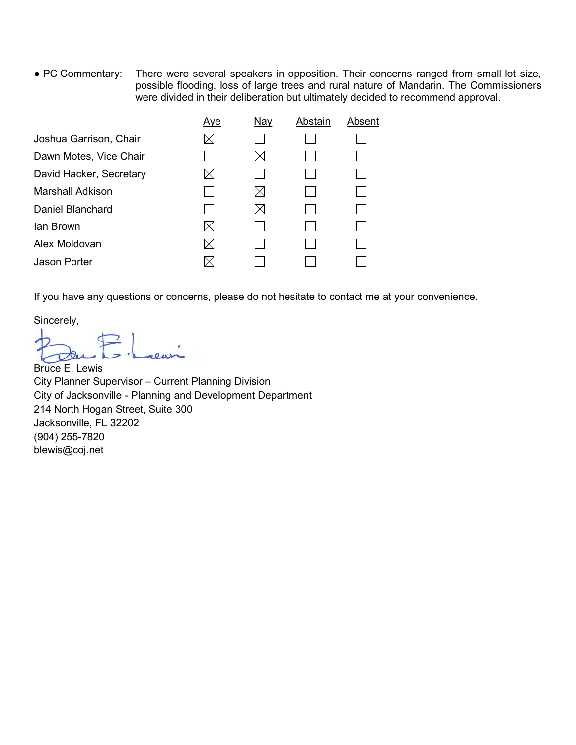● PC Commentary: There were several speakers in opposition. Their concerns ranged from small lot size, possible flooding, loss of large trees and rural nature of Mandarin. The Commissioners were divided in their deliberation but ultimately decided to recommend approval.

| | Aye | Nay | Abstain | Absent |
|---|---|---|---|---|
| Joshua Garrison, Chair | ☒ | ☐ | ☐ | ☐ |
| Dawn Motes, Vice Chair | ☐ | ☒ | ☐ | ☐ |
| David Hacker, Secretary | ☒ | ☐ | ☐ | ☐ |
| Marshall Adkison | ☐ | ☒ | ☐ | ☐ |
| Daniel Blanchard | ☐ | ☒ | ☐ | ☐ |
| Ian Brown | ☒ | ☐ | ☐ | ☐ |
| Alex Moldovan | ☒ | ☐ | ☐ | ☐ |
| Jason Porter | ☒ | ☐ | ☐ | ☐ |

If you have any questions or concerns, please do not hesitate to contact me at your convenience.

Sincerely,

Bruce E. Lewis
City Planner Supervisor – Current Planning Division
City of Jacksonville - Planning and Development Department
214 North Hogan Street, Suite 300
Jacksonville, FL 32202
(904) 255-7820
blewis@coj.net